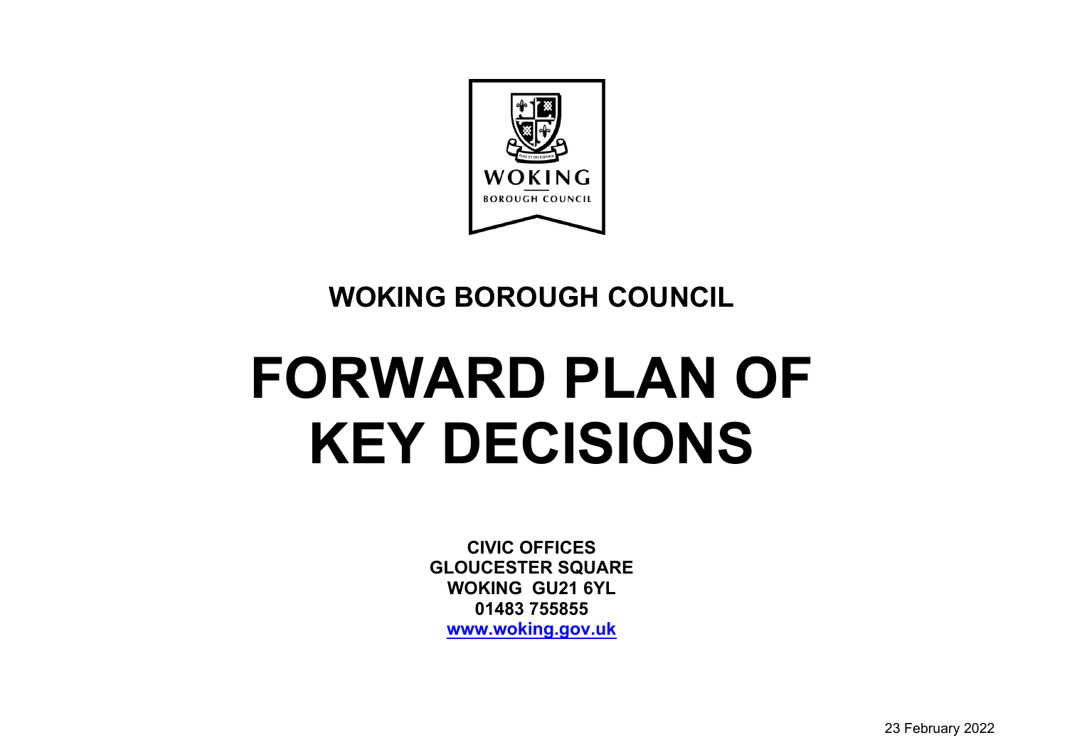WOKING BOROUGH COUNCIL

# WOKING BOROUGH COUNCIL

# FORWARD PLAN OF KEY DECISIONS

**CIVIC OFFICES**
**GLOUCESTER SQUARE**
**WOKING GU21 6YL**
**01483 755855**
**www.woking.gov.uk**

23 February 2022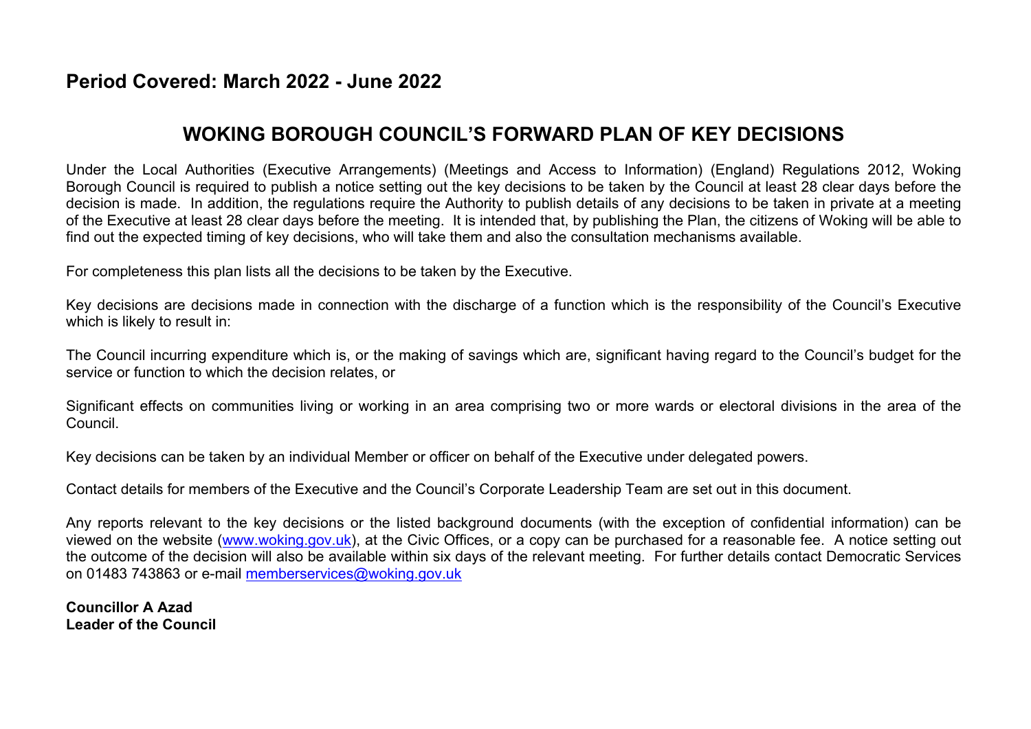## Period Covered: March 2022 - June 2022

# WOKING BOROUGH COUNCIL'S FORWARD PLAN OF KEY DECISIONS

Under the Local Authorities (Executive Arrangements) (Meetings and Access to Information) (England) Regulations 2012, Woking Borough Council is required to publish a notice setting out the key decisions to be taken by the Council at least 28 clear days before the decision is made. In addition, the regulations require the Authority to publish details of any decisions to be taken in private at a meeting of the Executive at least 28 clear days before the meeting. It is intended that, by publishing the Plan, the citizens of Woking will be able to find out the expected timing of key decisions, who will take them and also the consultation mechanisms available.

For completeness this plan lists all the decisions to be taken by the Executive.

Key decisions are decisions made in connection with the discharge of a function which is the responsibility of the Council's Executive which is likely to result in:

The Council incurring expenditure which is, or the making of savings which are, significant having regard to the Council's budget for the service or function to which the decision relates, or

Significant effects on communities living or working in an area comprising two or more wards or electoral divisions in the area of the Council.

Key decisions can be taken by an individual Member or officer on behalf of the Executive under delegated powers.

Contact details for members of the Executive and the Council's Corporate Leadership Team are set out in this document.

Any reports relevant to the key decisions or the listed background documents (with the exception of confidential information) can be viewed on the website (www.woking.gov.uk), at the Civic Offices, or a copy can be purchased for a reasonable fee. A notice setting out the outcome of the decision will also be available within six days of the relevant meeting. For further details contact Democratic Services on 01483 743863 or e-mail memberservices@woking.gov.uk

**Councillor A Azad**
**Leader of the Council**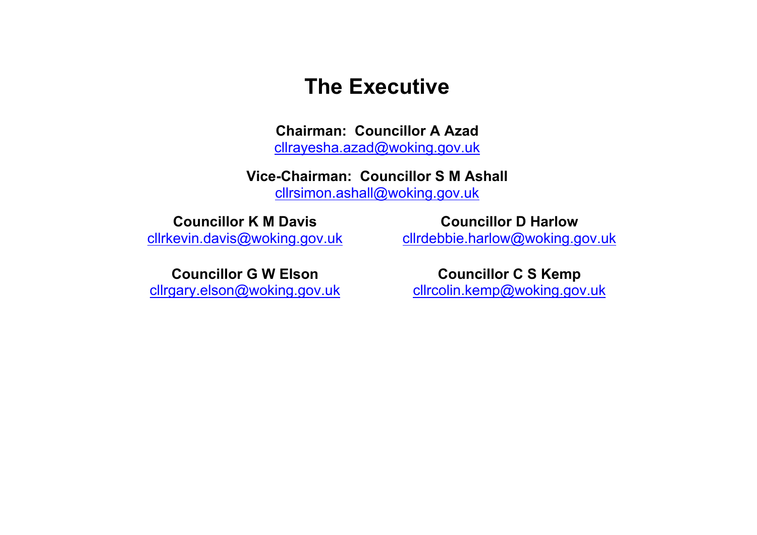# The Executive

**Chairman: Councillor A Azad**
cllrayesha.azad@woking.gov.uk

**Vice-Chairman: Councillor S M Ashall**
cllrsimon.ashall@woking.gov.uk

**Councillor K M Davis**
cllrkevin.davis@woking.gov.uk

**Councillor D Harlow**
cllrdebbie.harlow@woking.gov.uk

**Councillor G W Elson**
cllrgary.elson@woking.gov.uk

**Councillor C S Kemp**
cllrcolin.kemp@woking.gov.uk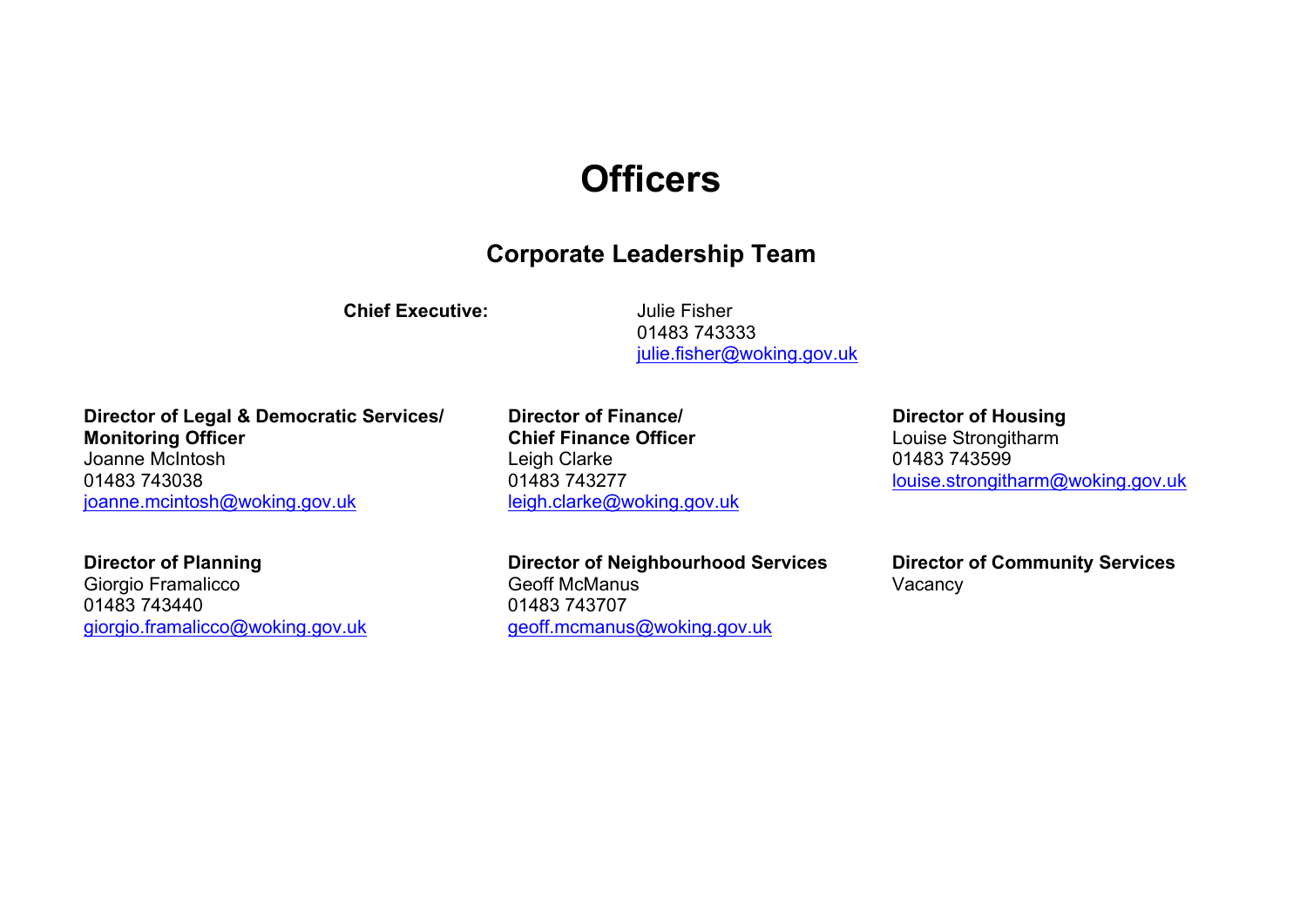# Officers

## Corporate Leadership Team

**Chief Executive:**

Julie Fisher
01483 743333
julie.fisher@woking.gov.uk

**Director of Legal & Democratic Services/ Monitoring Officer**
Joanne McIntosh
01483 743038
joanne.mcintosh@woking.gov.uk

**Director of Finance/ Chief Finance Officer**
Leigh Clarke
01483 743277
leigh.clarke@woking.gov.uk

**Director of Housing**
Louise Strongitharm
01483 743599
louise.strongitharm@woking.gov.uk

**Director of Planning**
Giorgio Framalicco
01483 743440
giorgio.framalicco@woking.gov.uk

**Director of Neighbourhood Services**
Geoff McManus
01483 743707
geoff.mcmanus@woking.gov.uk

**Director of Community Services**
Vacancy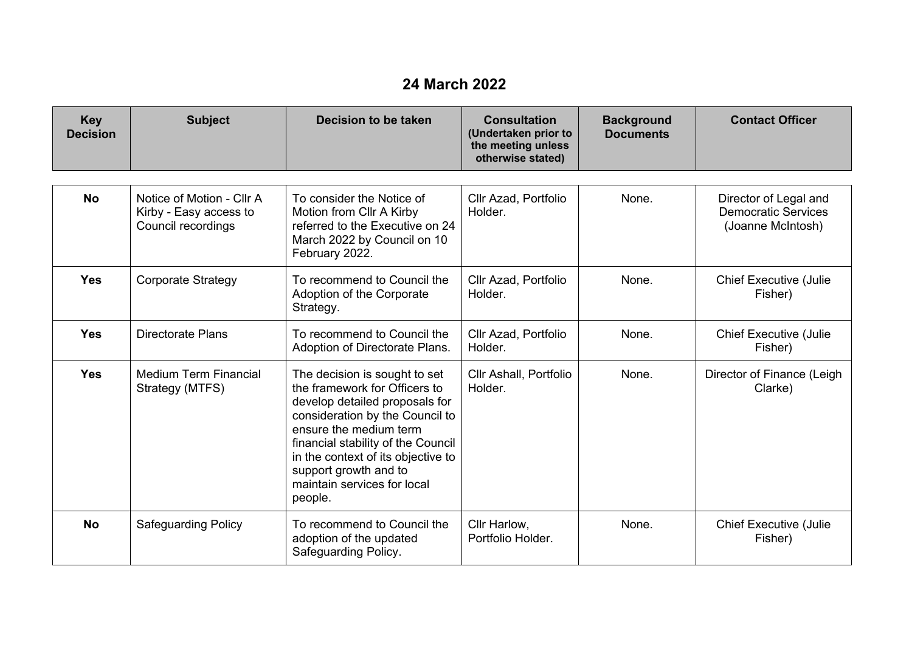## 24 March 2022

| Key Decision | Subject | Decision to be taken | Consultation (Undertaken prior to the meeting unless otherwise stated) | Background Documents | Contact Officer |
|---|---|---|---|---|---|
| **No** | Notice of Motion - Cllr A Kirby - Easy access to Council recordings | To consider the Notice of Motion from Cllr A Kirby referred to the Executive on 24 March 2022 by Council on 10 February 2022. | Cllr Azad, Portfolio Holder. | None. | Director of Legal and Democratic Services (Joanne McIntosh) |
| **Yes** | Corporate Strategy | To recommend to Council the Adoption of the Corporate Strategy. | Cllr Azad, Portfolio Holder. | None. | Chief Executive (Julie Fisher) |
| **Yes** | Directorate Plans | To recommend to Council the Adoption of Directorate Plans. | Cllr Azad, Portfolio Holder. | None. | Chief Executive (Julie Fisher) |
| **Yes** | Medium Term Financial Strategy (MTFS) | The decision is sought to set the framework for Officers to develop detailed proposals for consideration by the Council to ensure the medium term financial stability of the Council in the context of its objective to support growth and to maintain services for local people. | Cllr Ashall, Portfolio Holder. | None. | Director of Finance (Leigh Clarke) |
| **No** | Safeguarding Policy | To recommend to Council the adoption of the updated Safeguarding Policy. | Cllr Harlow, Portfolio Holder. | None. | Chief Executive (Julie Fisher) |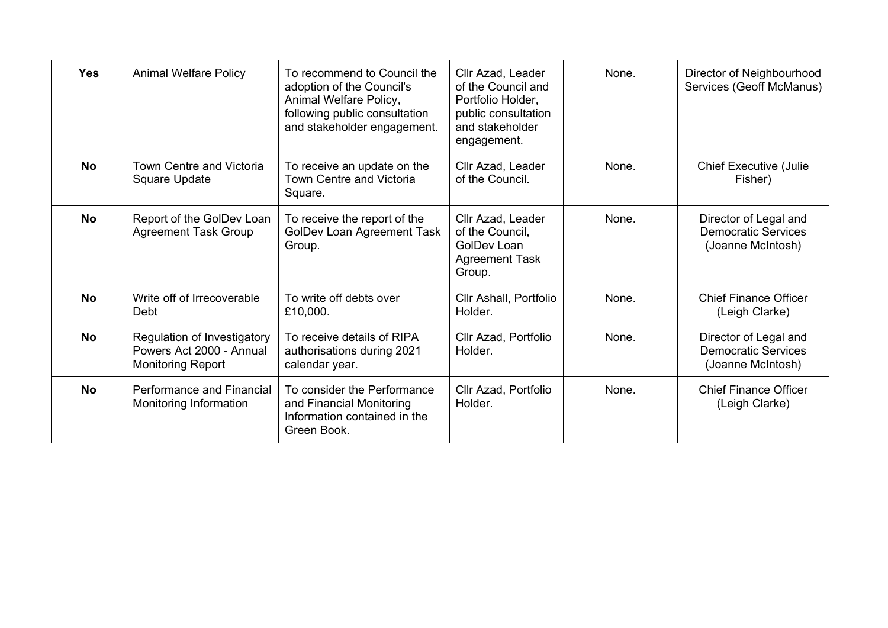| | | | | | |
|---|---|---|---|---|---|
| **Yes** | Animal Welfare Policy | To recommend to Council the adoption of the Council's Animal Welfare Policy, following public consultation and stakeholder engagement. | Cllr Azad, Leader of the Council and Portfolio Holder, public consultation and stakeholder engagement. | None. | Director of Neighbourhood Services (Geoff McManus) |
| **No** | Town Centre and Victoria Square Update | To receive an update on the Town Centre and Victoria Square. | Cllr Azad, Leader of the Council. | None. | Chief Executive (Julie Fisher) |
| **No** | Report of the GolDev Loan Agreement Task Group | To receive the report of the GolDev Loan Agreement Task Group. | Cllr Azad, Leader of the Council, GolDev Loan Agreement Task Group. | None. | Director of Legal and Democratic Services (Joanne McIntosh) |
| **No** | Write off of Irrecoverable Debt | To write off debts over £10,000. | Cllr Ashall, Portfolio Holder. | None. | Chief Finance Officer (Leigh Clarke) |
| **No** | Regulation of Investigatory Powers Act 2000 - Annual Monitoring Report | To receive details of RIPA authorisations during 2021 calendar year. | Cllr Azad, Portfolio Holder. | None. | Director of Legal and Democratic Services (Joanne McIntosh) |
| **No** | Performance and Financial Monitoring Information | To consider the Performance and Financial Monitoring Information contained in the Green Book. | Cllr Azad, Portfolio Holder. | None. | Chief Finance Officer (Leigh Clarke) |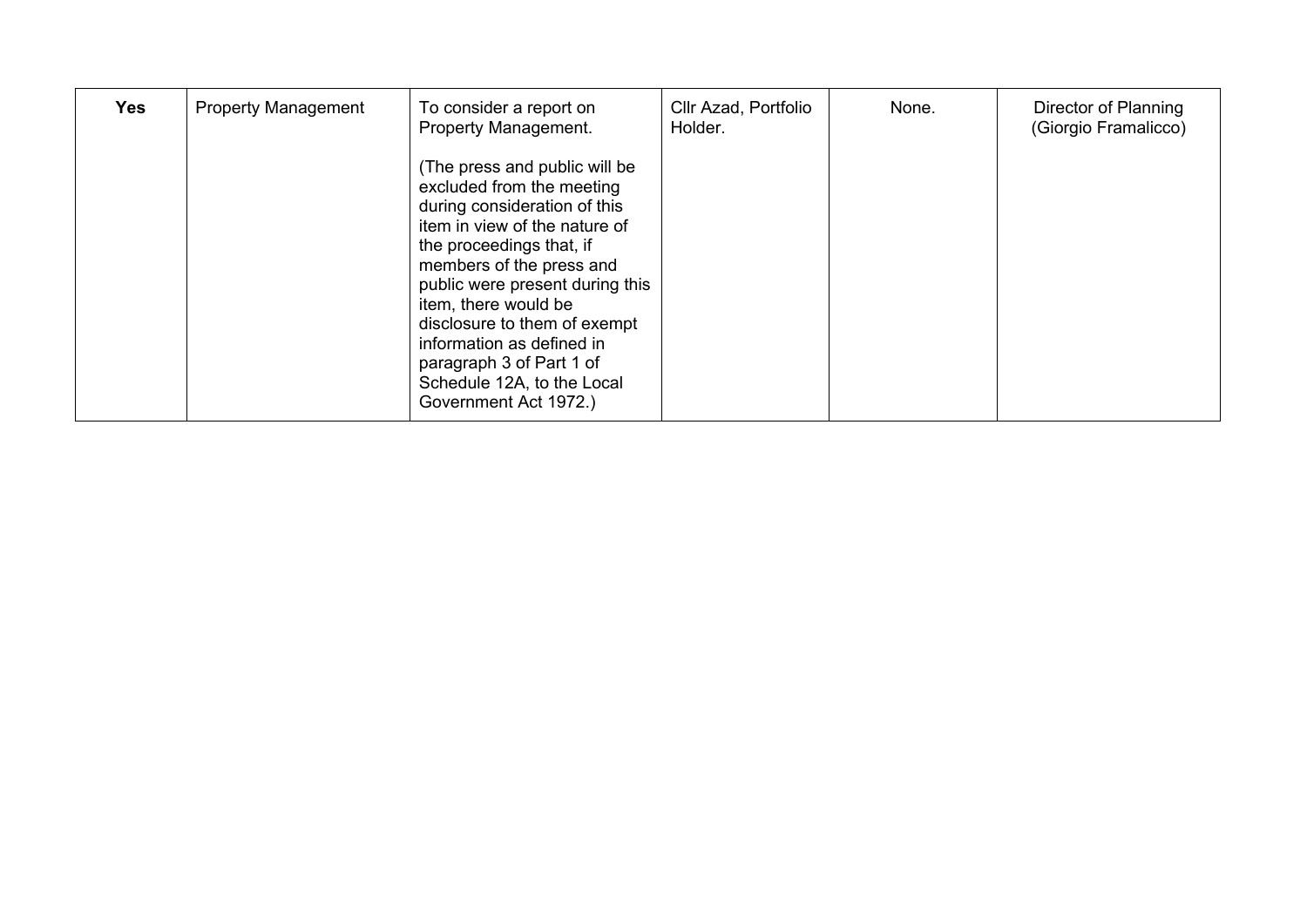| | | | | | |
|---|---|---|---|---|---|
| **Yes** | Property Management | To consider a report on Property Management.<br><br>(The press and public will be excluded from the meeting during consideration of this item in view of the nature of the proceedings that, if members of the press and public were present during this item, there would be disclosure to them of exempt information as defined in paragraph 3 of Part 1 of Schedule 12A, to the Local Government Act 1972.) | Cllr Azad, Portfolio Holder. | None. | Director of Planning (Giorgio Framalicco) |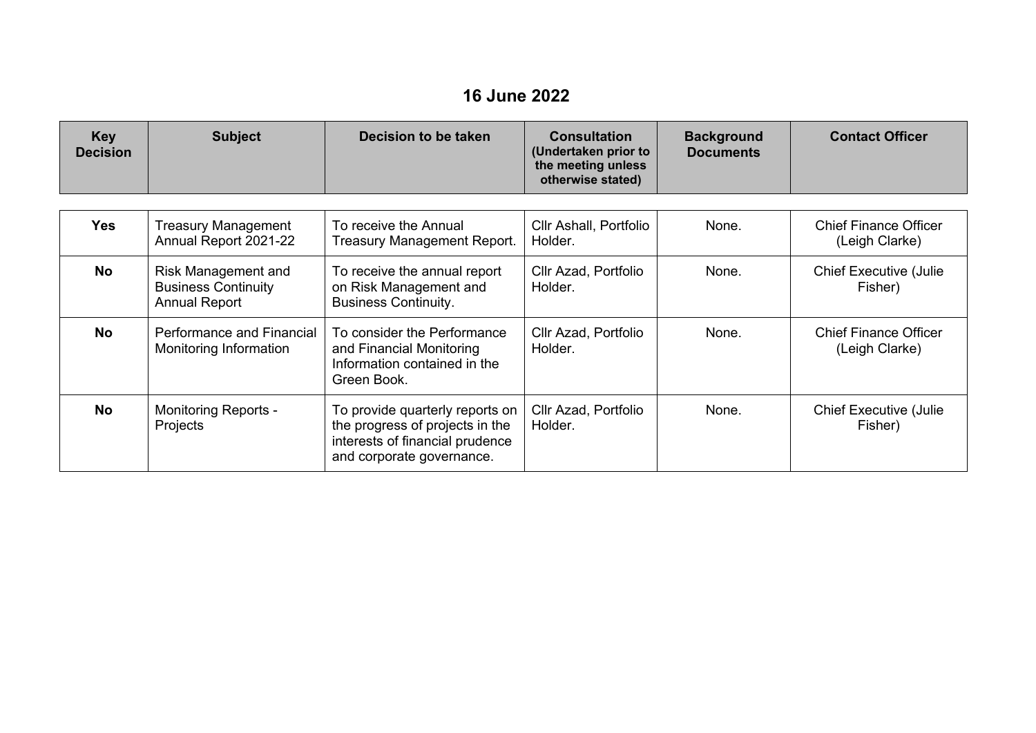## 16 June 2022

| Key Decision | Subject | Decision to be taken | Consultation (Undertaken prior to the meeting unless otherwise stated) | Background Documents | Contact Officer |
|---|---|---|---|---|---|
| **Yes** | Treasury Management Annual Report 2021-22 | To receive the Annual Treasury Management Report. | Cllr Ashall, Portfolio Holder. | None. | Chief Finance Officer (Leigh Clarke) |
| **No** | Risk Management and Business Continuity Annual Report | To receive the annual report on Risk Management and Business Continuity. | Cllr Azad, Portfolio Holder. | None. | Chief Executive (Julie Fisher) |
| **No** | Performance and Financial Monitoring Information | To consider the Performance and Financial Monitoring Information contained in the Green Book. | Cllr Azad, Portfolio Holder. | None. | Chief Finance Officer (Leigh Clarke) |
| **No** | Monitoring Reports - Projects | To provide quarterly reports on the progress of projects in the interests of financial prudence and corporate governance. | Cllr Azad, Portfolio Holder. | None. | Chief Executive (Julie Fisher) |